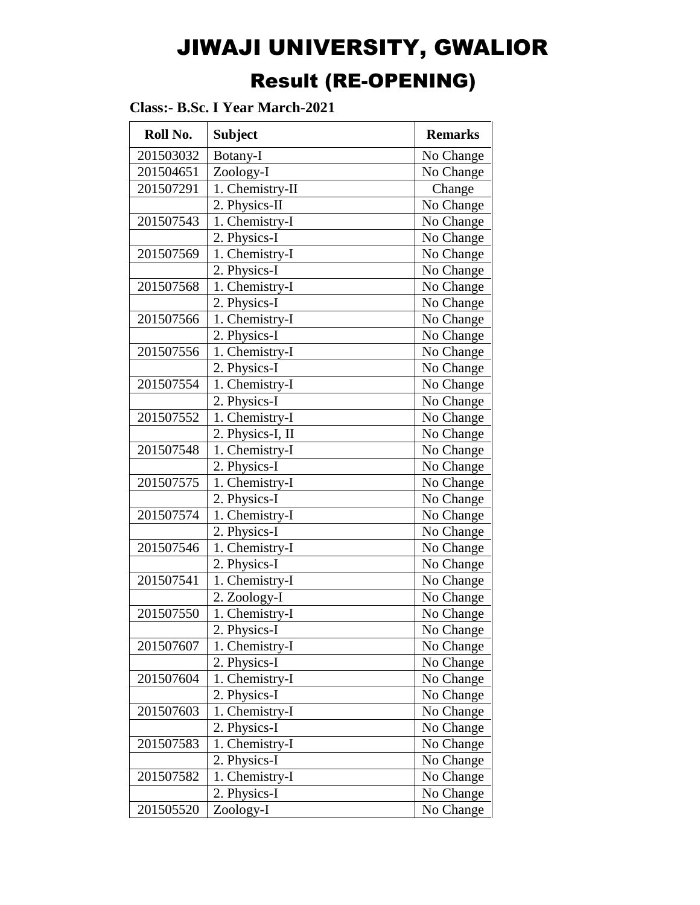# JIWAJI UNIVERSITY, GWALIOR

## Result (RE-OPENING)

**Class:- B.Sc. I Year March-2021**

| Roll No. | Subject | Remarks |
|---|---|---|
| 201503032 | Botany-I | No Change |
| 201504651 | Zoology-I | No Change |
| 201507291 | 1. Chemistry-II | Change |
| | 2. Physics-II | No Change |
| 201507543 | 1. Chemistry-I | No Change |
| | 2. Physics-I | No Change |
| 201507569 | 1. Chemistry-I | No Change |
| | 2. Physics-I | No Change |
| 201507568 | 1. Chemistry-I | No Change |
| | 2. Physics-I | No Change |
| 201507566 | 1. Chemistry-I | No Change |
| | 2. Physics-I | No Change |
| 201507556 | 1. Chemistry-I | No Change |
| | 2. Physics-I | No Change |
| 201507554 | 1. Chemistry-I | No Change |
| | 2. Physics-I | No Change |
| 201507552 | 1. Chemistry-I | No Change |
| | 2. Physics-I, II | No Change |
| 201507548 | 1. Chemistry-I | No Change |
| | 2. Physics-I | No Change |
| 201507575 | 1. Chemistry-I | No Change |
| | 2. Physics-I | No Change |
| 201507574 | 1. Chemistry-I | No Change |
| | 2. Physics-I | No Change |
| 201507546 | 1. Chemistry-I | No Change |
| | 2. Physics-I | No Change |
| 201507541 | 1. Chemistry-I | No Change |
| | 2. Zoology-I | No Change |
| 201507550 | 1. Chemistry-I | No Change |
| | 2. Physics-I | No Change |
| 201507607 | 1. Chemistry-I | No Change |
| | 2. Physics-I | No Change |
| 201507604 | 1. Chemistry-I | No Change |
| | 2. Physics-I | No Change |
| 201507603 | 1. Chemistry-I | No Change |
| | 2. Physics-I | No Change |
| 201507583 | 1. Chemistry-I | No Change |
| | 2. Physics-I | No Change |
| 201507582 | 1. Chemistry-I | No Change |
| | 2. Physics-I | No Change |
| 201505520 | Zoology-I | No Change |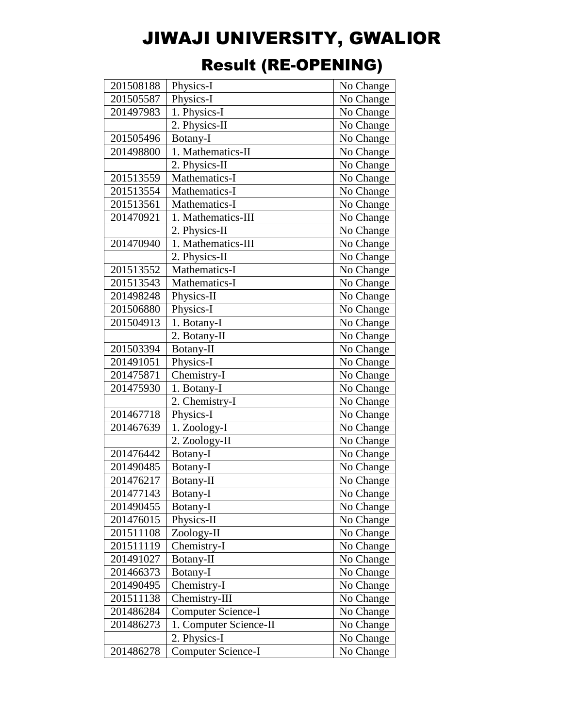# JIWAJI UNIVERSITY, GWALIOR

## Result (RE-OPENING)

| | | |
|---|---|---|
| 201508188 | Physics-I | No Change |
| 201505587 | Physics-I | No Change |
| 201497983 | 1. Physics-I | No Change |
| | 2. Physics-II | No Change |
| 201505496 | Botany-I | No Change |
| 201498800 | 1. Mathematics-II | No Change |
| | 2. Physics-II | No Change |
| 201513559 | Mathematics-I | No Change |
| 201513554 | Mathematics-I | No Change |
| 201513561 | Mathematics-I | No Change |
| 201470921 | 1. Mathematics-III | No Change |
| | 2. Physics-II | No Change |
| 201470940 | 1. Mathematics-III | No Change |
| | 2. Physics-II | No Change |
| 201513552 | Mathematics-I | No Change |
| 201513543 | Mathematics-I | No Change |
| 201498248 | Physics-II | No Change |
| 201506880 | Physics-I | No Change |
| 201504913 | 1. Botany-I | No Change |
| | 2. Botany-II | No Change |
| 201503394 | Botany-II | No Change |
| 201491051 | Physics-I | No Change |
| 201475871 | Chemistry-I | No Change |
| 201475930 | 1. Botany-I | No Change |
| | 2. Chemistry-I | No Change |
| 201467718 | Physics-I | No Change |
| 201467639 | 1. Zoology-I | No Change |
| | 2. Zoology-II | No Change |
| 201476442 | Botany-I | No Change |
| 201490485 | Botany-I | No Change |
| 201476217 | Botany-II | No Change |
| 201477143 | Botany-I | No Change |
| 201490455 | Botany-I | No Change |
| 201476015 | Physics-II | No Change |
| 201511108 | Zoology-II | No Change |
| 201511119 | Chemistry-I | No Change |
| 201491027 | Botany-II | No Change |
| 201466373 | Botany-I | No Change |
| 201490495 | Chemistry-I | No Change |
| 201511138 | Chemistry-III | No Change |
| 201486284 | Computer Science-I | No Change |
| 201486273 | 1. Computer Science-II | No Change |
| | 2. Physics-I | No Change |
| 201486278 | Computer Science-I | No Change |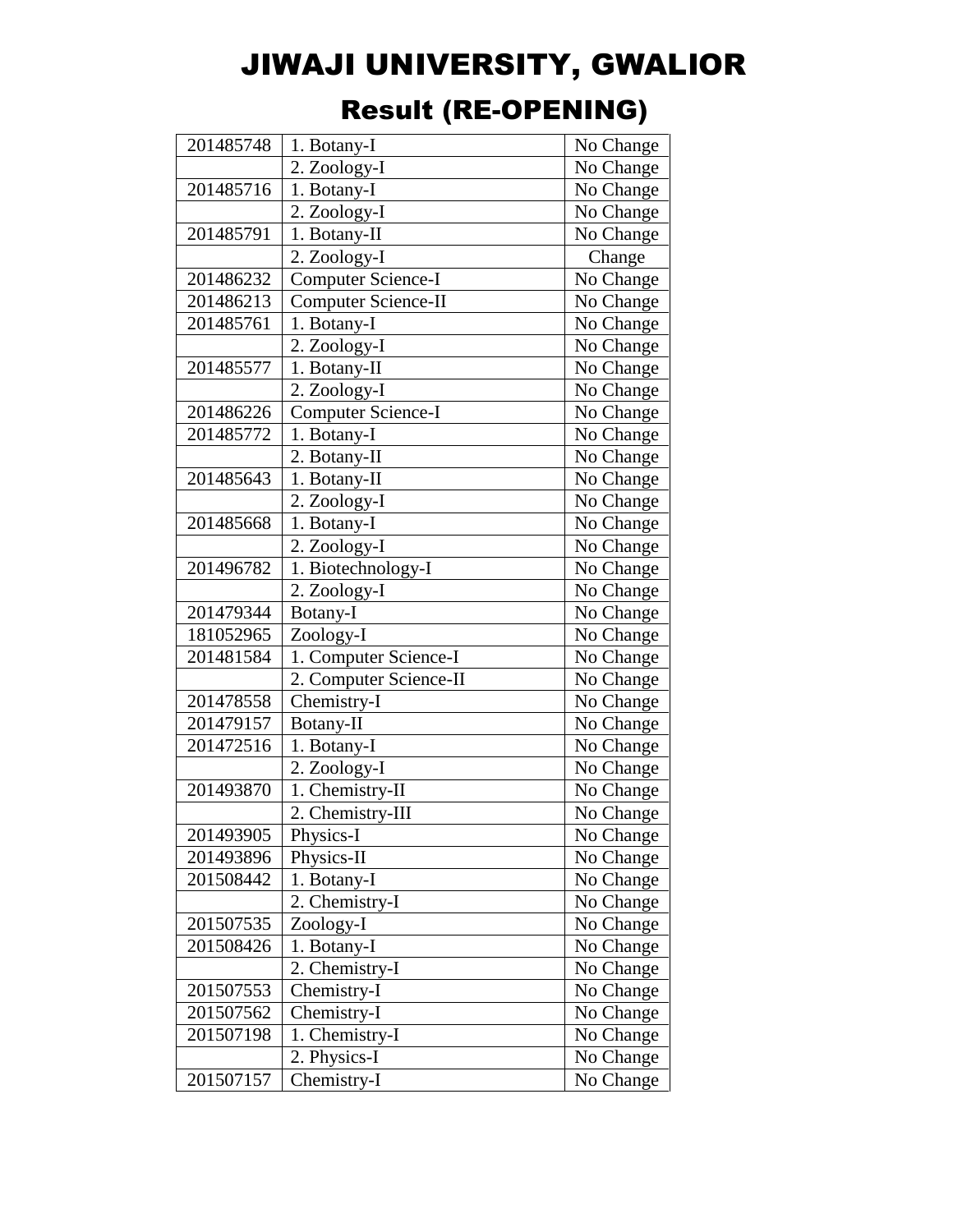# JIWAJI UNIVERSITY, GWALIOR

## Result (RE-OPENING)

| | | |
|---|---|---|
| 201485748 | 1. Botany-I | No Change |
| | 2. Zoology-I | No Change |
| 201485716 | 1. Botany-I | No Change |
| | 2. Zoology-I | No Change |
| 201485791 | 1. Botany-II | No Change |
| | 2. Zoology-I | Change |
| 201486232 | Computer Science-I | No Change |
| 201486213 | Computer Science-II | No Change |
| 201485761 | 1. Botany-I | No Change |
| | 2. Zoology-I | No Change |
| 201485577 | 1. Botany-II | No Change |
| | 2. Zoology-I | No Change |
| 201486226 | Computer Science-I | No Change |
| 201485772 | 1. Botany-I | No Change |
| | 2. Botany-II | No Change |
| 201485643 | 1. Botany-II | No Change |
| | 2. Zoology-I | No Change |
| 201485668 | 1. Botany-I | No Change |
| | 2. Zoology-I | No Change |
| 201496782 | 1. Biotechnology-I | No Change |
| | 2. Zoology-I | No Change |
| 201479344 | Botany-I | No Change |
| 181052965 | Zoology-I | No Change |
| 201481584 | 1. Computer Science-I | No Change |
| | 2. Computer Science-II | No Change |
| 201478558 | Chemistry-I | No Change |
| 201479157 | Botany-II | No Change |
| 201472516 | 1. Botany-I | No Change |
| | 2. Zoology-I | No Change |
| 201493870 | 1. Chemistry-II | No Change |
| | 2. Chemistry-III | No Change |
| 201493905 | Physics-I | No Change |
| 201493896 | Physics-II | No Change |
| 201508442 | 1. Botany-I | No Change |
| | 2. Chemistry-I | No Change |
| 201507535 | Zoology-I | No Change |
| 201508426 | 1. Botany-I | No Change |
| | 2. Chemistry-I | No Change |
| 201507553 | Chemistry-I | No Change |
| 201507562 | Chemistry-I | No Change |
| 201507198 | 1. Chemistry-I | No Change |
| | 2. Physics-I | No Change |
| 201507157 | Chemistry-I | No Change |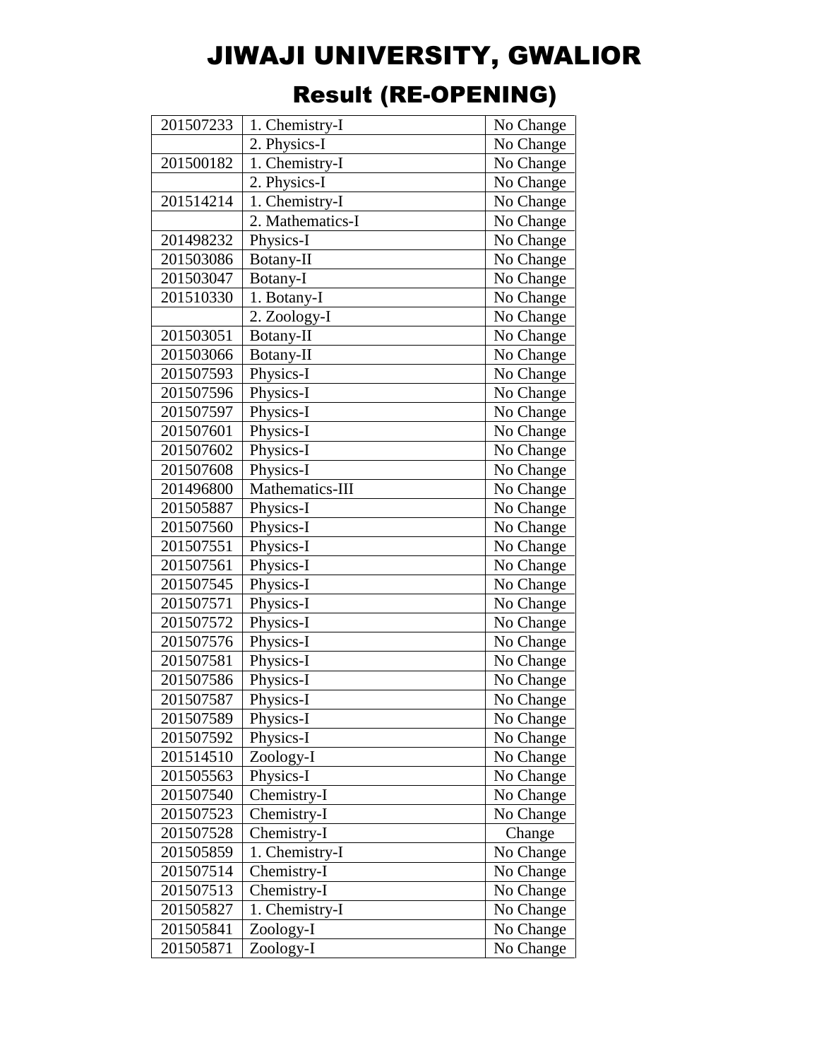# JIWAJI UNIVERSITY, GWALIOR

## Result (RE-OPENING)

| | | |
|---|---|---|
| 201507233 | 1. Chemistry-I | No Change |
| | 2. Physics-I | No Change |
| 201500182 | 1. Chemistry-I | No Change |
| | 2. Physics-I | No Change |
| 201514214 | 1. Chemistry-I | No Change |
| | 2. Mathematics-I | No Change |
| 201498232 | Physics-I | No Change |
| 201503086 | Botany-II | No Change |
| 201503047 | Botany-I | No Change |
| 201510330 | 1. Botany-I | No Change |
| | 2. Zoology-I | No Change |
| 201503051 | Botany-II | No Change |
| 201503066 | Botany-II | No Change |
| 201507593 | Physics-I | No Change |
| 201507596 | Physics-I | No Change |
| 201507597 | Physics-I | No Change |
| 201507601 | Physics-I | No Change |
| 201507602 | Physics-I | No Change |
| 201507608 | Physics-I | No Change |
| 201496800 | Mathematics-III | No Change |
| 201505887 | Physics-I | No Change |
| 201507560 | Physics-I | No Change |
| 201507551 | Physics-I | No Change |
| 201507561 | Physics-I | No Change |
| 201507545 | Physics-I | No Change |
| 201507571 | Physics-I | No Change |
| 201507572 | Physics-I | No Change |
| 201507576 | Physics-I | No Change |
| 201507581 | Physics-I | No Change |
| 201507586 | Physics-I | No Change |
| 201507587 | Physics-I | No Change |
| 201507589 | Physics-I | No Change |
| 201507592 | Physics-I | No Change |
| 201514510 | Zoology-I | No Change |
| 201505563 | Physics-I | No Change |
| 201507540 | Chemistry-I | No Change |
| 201507523 | Chemistry-I | No Change |
| 201507528 | Chemistry-I | Change |
| 201505859 | 1. Chemistry-I | No Change |
| 201507514 | Chemistry-I | No Change |
| 201507513 | Chemistry-I | No Change |
| 201505827 | 1. Chemistry-I | No Change |
| 201505841 | Zoology-I | No Change |
| 201505871 | Zoology-I | No Change |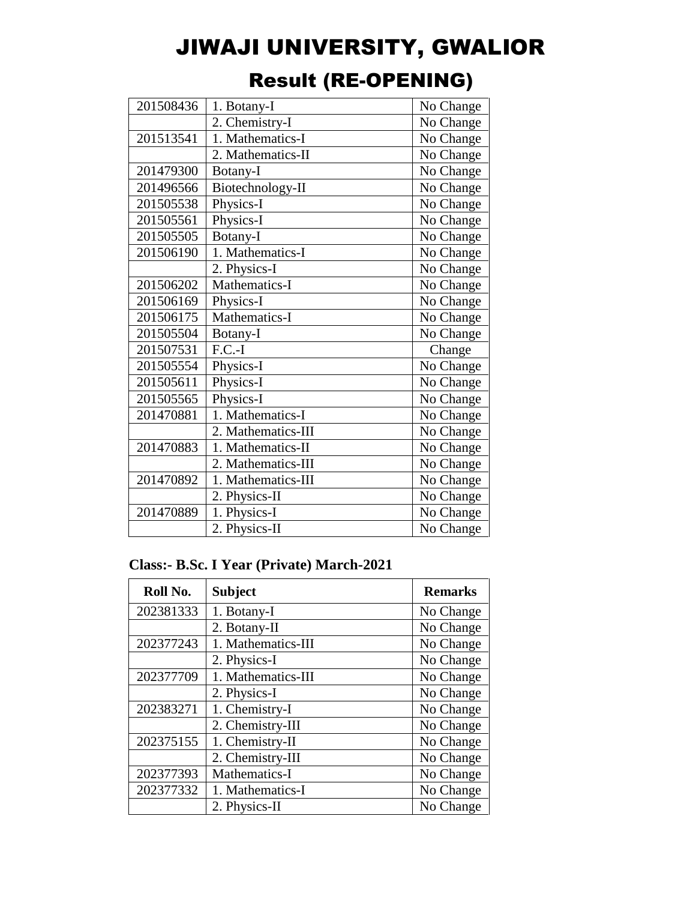# JIWAJI UNIVERSITY, GWALIOR

## Result (RE-OPENING)

| | | |
|---|---|---|
| 201508436 | 1. Botany-I | No Change |
| | 2. Chemistry-I | No Change |
| 201513541 | 1. Mathematics-I | No Change |
| | 2. Mathematics-II | No Change |
| 201479300 | Botany-I | No Change |
| 201496566 | Biotechnology-II | No Change |
| 201505538 | Physics-I | No Change |
| 201505561 | Physics-I | No Change |
| 201505505 | Botany-I | No Change |
| 201506190 | 1. Mathematics-I | No Change |
| | 2. Physics-I | No Change |
| 201506202 | Mathematics-I | No Change |
| 201506169 | Physics-I | No Change |
| 201506175 | Mathematics-I | No Change |
| 201505504 | Botany-I | No Change |
| 201507531 | F.C.-I | Change |
| 201505554 | Physics-I | No Change |
| 201505611 | Physics-I | No Change |
| 201505565 | Physics-I | No Change |
| 201470881 | 1. Mathematics-I | No Change |
| | 2. Mathematics-III | No Change |
| 201470883 | 1. Mathematics-II | No Change |
| | 2. Mathematics-III | No Change |
| 201470892 | 1. Mathematics-III | No Change |
| | 2. Physics-II | No Change |
| 201470889 | 1. Physics-I | No Change |
| | 2. Physics-II | No Change |

**Class:- B.Sc. I Year (Private) March-2021**

| Roll No. | Subject | Remarks |
|---|---|---|
| 202381333 | 1. Botany-I | No Change |
| | 2. Botany-II | No Change |
| 202377243 | 1. Mathematics-III | No Change |
| | 2. Physics-I | No Change |
| 202377709 | 1. Mathematics-III | No Change |
| | 2. Physics-I | No Change |
| 202383271 | 1. Chemistry-I | No Change |
| | 2. Chemistry-III | No Change |
| 202375155 | 1. Chemistry-II | No Change |
| | 2. Chemistry-III | No Change |
| 202377393 | Mathematics-I | No Change |
| 202377332 | 1. Mathematics-I | No Change |
| | 2. Physics-II | No Change |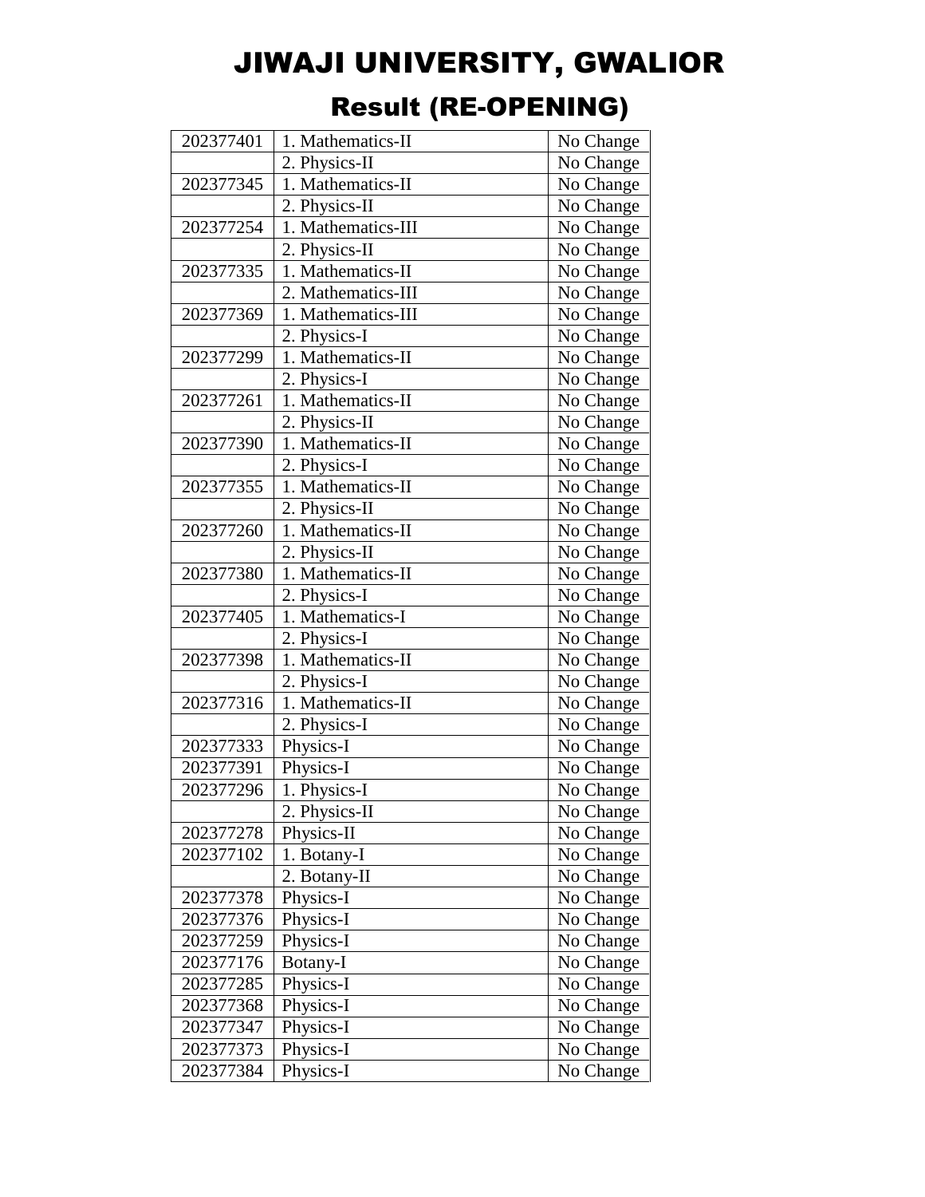# JIWAJI UNIVERSITY, GWALIOR

## Result (RE-OPENING)

| | | |
|---|---|---|
| 202377401 | 1. Mathematics-II | No Change |
| | 2. Physics-II | No Change |
| 202377345 | 1. Mathematics-II | No Change |
| | 2. Physics-II | No Change |
| 202377254 | 1. Mathematics-III | No Change |
| | 2. Physics-II | No Change |
| 202377335 | 1. Mathematics-II | No Change |
| | 2. Mathematics-III | No Change |
| 202377369 | 1. Mathematics-III | No Change |
| | 2. Physics-I | No Change |
| 202377299 | 1. Mathematics-II | No Change |
| | 2. Physics-I | No Change |
| 202377261 | 1. Mathematics-II | No Change |
| | 2. Physics-II | No Change |
| 202377390 | 1. Mathematics-II | No Change |
| | 2. Physics-I | No Change |
| 202377355 | 1. Mathematics-II | No Change |
| | 2. Physics-II | No Change |
| 202377260 | 1. Mathematics-II | No Change |
| | 2. Physics-II | No Change |
| 202377380 | 1. Mathematics-II | No Change |
| | 2. Physics-I | No Change |
| 202377405 | 1. Mathematics-I | No Change |
| | 2. Physics-I | No Change |
| 202377398 | 1. Mathematics-II | No Change |
| | 2. Physics-I | No Change |
| 202377316 | 1. Mathematics-II | No Change |
| | 2. Physics-I | No Change |
| 202377333 | Physics-I | No Change |
| 202377391 | Physics-I | No Change |
| 202377296 | 1. Physics-I | No Change |
| | 2. Physics-II | No Change |
| 202377278 | Physics-II | No Change |
| 202377102 | 1. Botany-I | No Change |
| | 2. Botany-II | No Change |
| 202377378 | Physics-I | No Change |
| 202377376 | Physics-I | No Change |
| 202377259 | Physics-I | No Change |
| 202377176 | Botany-I | No Change |
| 202377285 | Physics-I | No Change |
| 202377368 | Physics-I | No Change |
| 202377347 | Physics-I | No Change |
| 202377373 | Physics-I | No Change |
| 202377384 | Physics-I | No Change |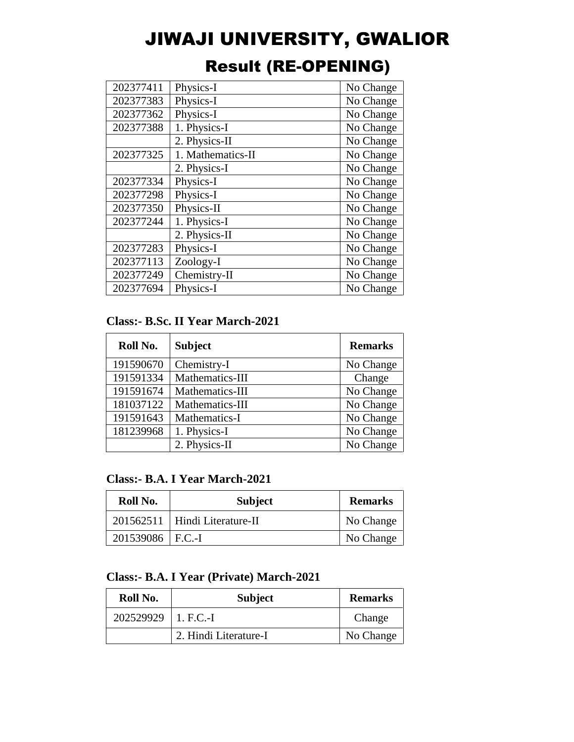# JIWAJI UNIVERSITY, GWALIOR

## Result (RE-OPENING)

| | | |
|---|---|---|
| 202377411 | Physics-I | No Change |
| 202377383 | Physics-I | No Change |
| 202377362 | Physics-I | No Change |
| 202377388 | 1. Physics-I | No Change |
| | 2. Physics-II | No Change |
| 202377325 | 1. Mathematics-II | No Change |
| | 2. Physics-I | No Change |
| 202377334 | Physics-I | No Change |
| 202377298 | Physics-I | No Change |
| 202377350 | Physics-II | No Change |
| 202377244 | 1. Physics-I | No Change |
| | 2. Physics-II | No Change |
| 202377283 | Physics-I | No Change |
| 202377113 | Zoology-I | No Change |
| 202377249 | Chemistry-II | No Change |
| 202377694 | Physics-I | No Change |

**Class:- B.Sc. II Year March-2021**

| Roll No. | Subject | Remarks |
|---|---|---|
| 191590670 | Chemistry-I | No Change |
| 191591334 | Mathematics-III | Change |
| 191591674 | Mathematics-III | No Change |
| 181037122 | Mathematics-III | No Change |
| 191591643 | Mathematics-I | No Change |
| 181239968 | 1. Physics-I | No Change |
| | 2. Physics-II | No Change |

**Class:- B.A. I Year March-2021**

| Roll No. | Subject | Remarks |
|---|---|---|
| 201562511 | Hindi Literature-II | No Change |
| 201539086 | F.C.-I | No Change |

**Class:- B.A. I Year (Private) March-2021**

| Roll No. | Subject | Remarks |
|---|---|---|
| 202529929 | 1. F.C.-I | Change |
| | 2. Hindi Literature-I | No Change |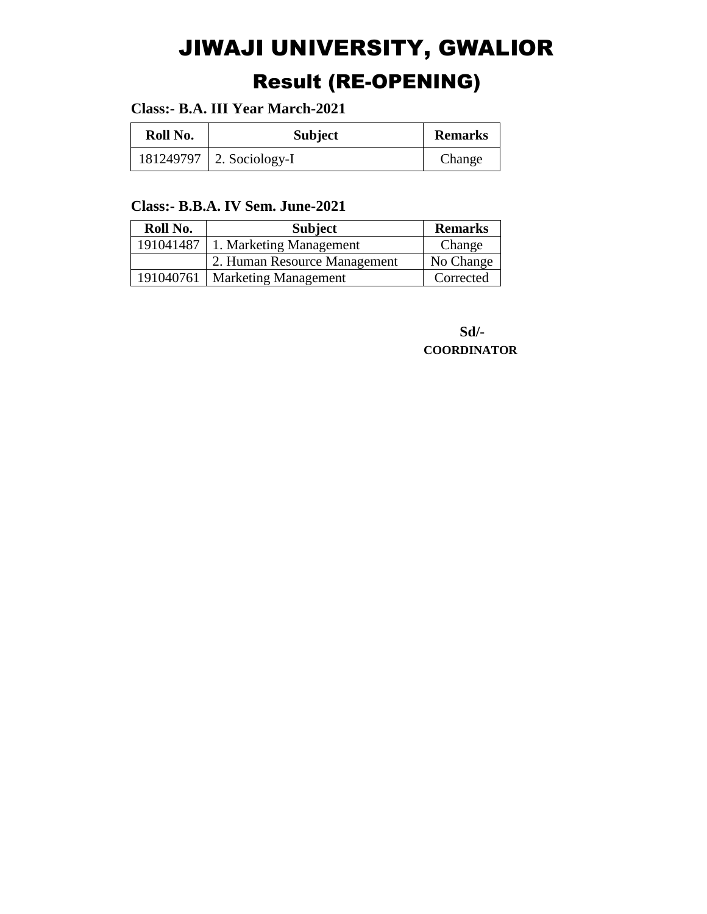# JIWAJI UNIVERSITY, GWALIOR

## Result (RE-OPENING)

**Class:- B.A. III Year March-2021**

| Roll No. | Subject | Remarks |
|---|---|---|
| 181249797 | 2. Sociology-I | Change |

**Class:- B.B.A. IV Sem. June-2021**

| Roll No. | Subject | Remarks |
|---|---|---|
| 191041487 | 1. Marketing Management | Change |
| | 2. Human Resource Management | No Change |
| 191040761 | Marketing Management | Corrected |

**Sd/-**
**COORDINATOR**